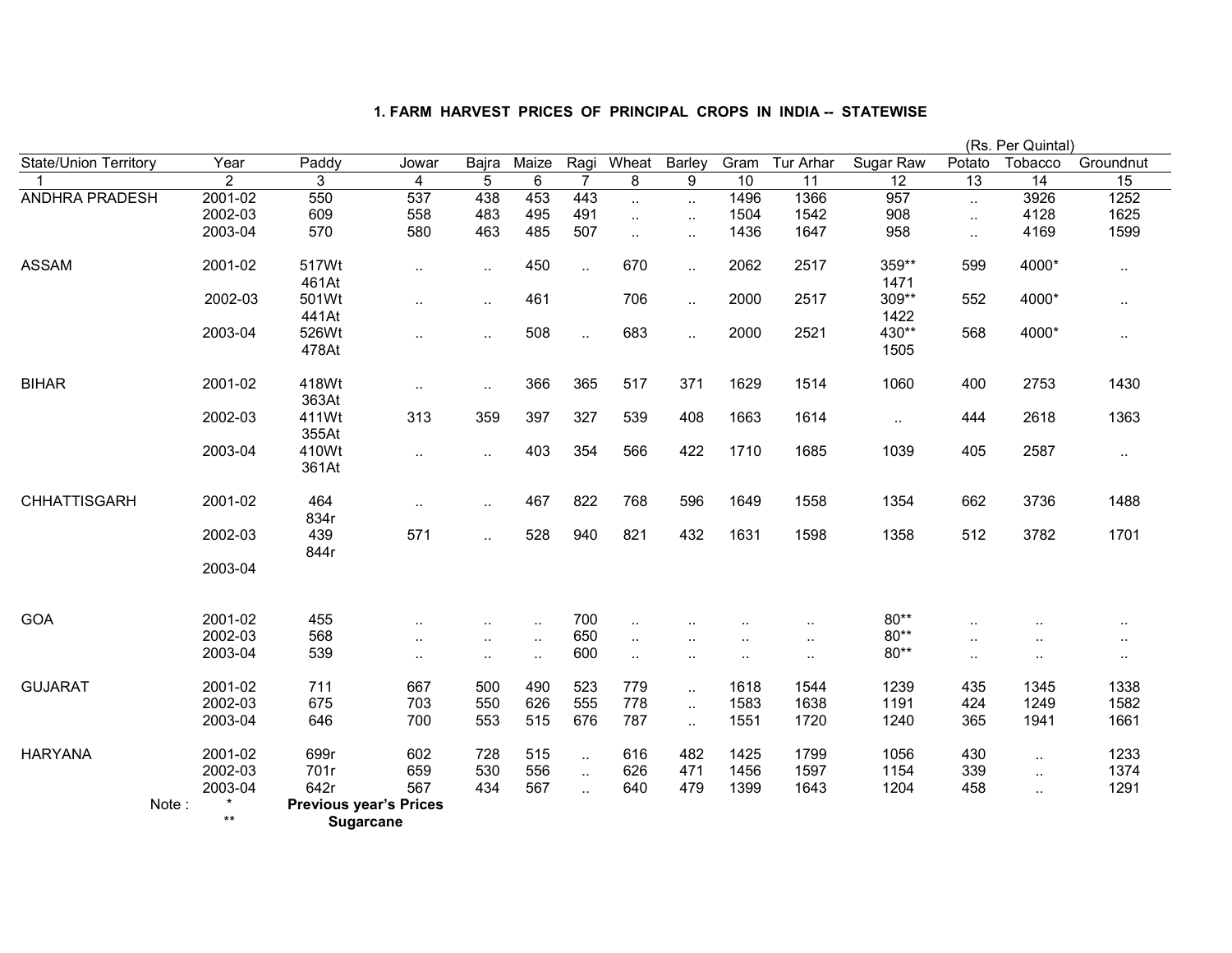# 1. FARM HARVEST PRICES OF PRINCIPAL CROPS IN INDIA -- STATEWISE

(Rs. Per Quintal)

| State/Union Territory | Year | Paddy | Jowar | Bajra | Maize | Ragi | Wheat | Barley | Gram | Tur Arhar | Sugar Raw | Potato | Tobacco | Groundnut |
|---|---|---|---|---|---|---|---|---|---|---|---|---|---|---|
| 1 | 2 | 3 | 4 | 5 | 6 | 7 | 8 | 9 | 10 | 11 | 12 | 13 | 14 | 15 |
| ANDHRA PRADESH | 2001-02 | 550 | 537 | 438 | 453 | 443 | .. | .. | 1496 | 1366 | 957 | .. | 3926 | 1252 |
| | 2002-03 | 609 | 558 | 483 | 495 | 491 | .. | .. | 1504 | 1542 | 908 | .. | 4128 | 1625 |
| | 2003-04 | 570 | 580 | 463 | 485 | 507 | .. | .. | 1436 | 1647 | 958 | .. | 4169 | 1599 |
| ASSAM | 2001-02 | 517Wt 461At | .. | .. | 450 | .. | 670 | .. | 2062 | 2517 | 359** 1471 | 599 | 4000* | .. |
| | 2002-03 | 501Wt 441At | .. | .. | 461 | | 706 | .. | 2000 | 2517 | 309** 1422 | 552 | 4000* | .. |
| | 2003-04 | 526Wt 478At | .. | .. | 508 | .. | 683 | .. | 2000 | 2521 | 430** 1505 | 568 | 4000* | .. |
| BIHAR | 2001-02 | 418Wt 363At | .. | .. | 366 | 365 | 517 | 371 | 1629 | 1514 | 1060 | 400 | 2753 | 1430 |
| | 2002-03 | 411Wt 355At | 313 | 359 | 397 | 327 | 539 | 408 | 1663 | 1614 | .. | 444 | 2618 | 1363 |
| | 2003-04 | 410Wt 361At | .. | .. | 403 | 354 | 566 | 422 | 1710 | 1685 | 1039 | 405 | 2587 | .. |
| CHHATTISGARH | 2001-02 | 464 834r | .. | .. | 467 | 822 | 768 | 596 | 1649 | 1558 | 1354 | 662 | 3736 | 1488 |
| | 2002-03 | 439 844r | 571 | .. | 528 | 940 | 821 | 432 | 1631 | 1598 | 1358 | 512 | 3782 | 1701 |
| | 2003-04 | | | | | | | | | | | | | |
| GOA | 2001-02 | 455 | .. | .. | .. | 700 | .. | .. | .. | .. | 80** | .. | .. | .. |
| | 2002-03 | 568 | .. | .. | .. | 650 | .. | .. | .. | .. | 80** | .. | .. | .. |
| | 2003-04 | 539 | .. | .. | .. | 600 | .. | .. | .. | .. | 80** | .. | .. | .. |
| GUJARAT | 2001-02 | 711 | 667 | 500 | 490 | 523 | 779 | .. | 1618 | 1544 | 1239 | 435 | 1345 | 1338 |
| | 2002-03 | 675 | 703 | 550 | 626 | 555 | 778 | .. | 1583 | 1638 | 1191 | 424 | 1249 | 1582 |
| | 2003-04 | 646 | 700 | 553 | 515 | 676 | 787 | .. | 1551 | 1720 | 1240 | 365 | 1941 | 1661 |
| HARYANA | 2001-02 | 699r | 602 | 728 | 515 | .. | 616 | 482 | 1425 | 1799 | 1056 | 430 | .. | 1233 |
| | 2002-03 | 701r | 659 | 530 | 556 | .. | 626 | 471 | 1456 | 1597 | 1154 | 339 | .. | 1374 |
| | 2003-04 | 642r | 567 | 434 | 567 | .. | 640 | 479 | 1399 | 1643 | 1204 | 458 | .. | 1291 |

Note : * **Previous year's Prices**

** **Sugarcane**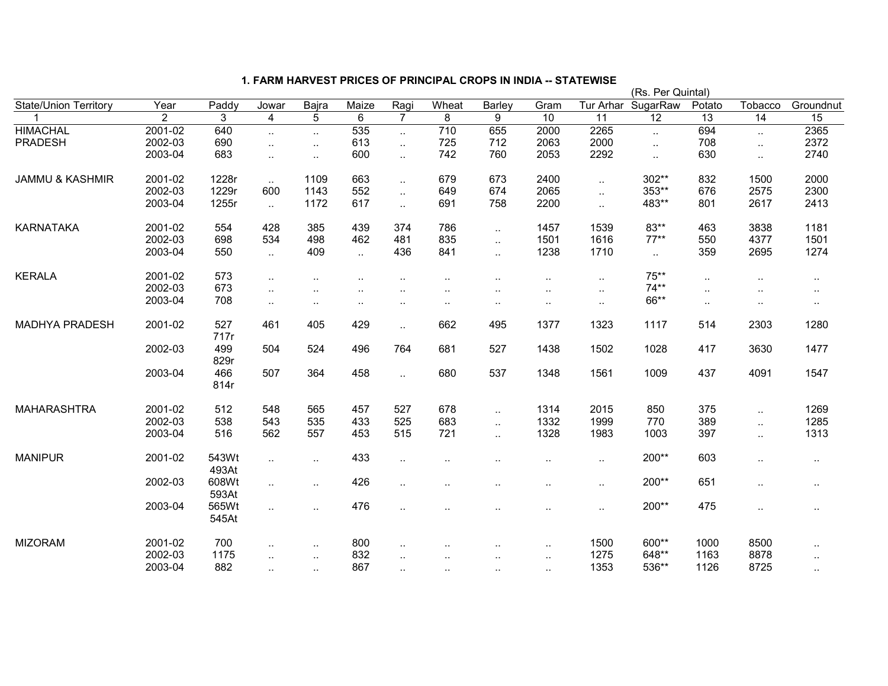### 1. FARM HARVEST PRICES OF PRINCIPAL CROPS IN INDIA -- STATEWISE

(Rs. Per Quintal)

| State/Union Territory | Year | Paddy | Jowar | Bajra | Maize | Ragi | Wheat | Barley | Gram | Tur Arhar | SugarRaw | Potato | Tobacco | Groundnut |
|---|---|---|---|---|---|---|---|---|---|---|---|---|---|---|
| 1 | 2 | 3 | 4 | 5 | 6 | 7 | 8 | 9 | 10 | 11 | 12 | 13 | 14 | 15 |
| HIMACHAL PRADESH | 2001-02 | 640 | .. | .. | 535 | .. | 710 | 655 | 2000 | 2265 | .. | 694 | .. | 2365 |
| | 2002-03 | 690 | .. | .. | 613 | .. | 725 | 712 | 2063 | 2000 | .. | 708 | .. | 2372 |
| | 2003-04 | 683 | .. | .. | 600 | .. | 742 | 760 | 2053 | 2292 | .. | 630 | .. | 2740 |
| JAMMU & KASHMIR | 2001-02 | 1228r | .. | 1109 | 663 | .. | 679 | 673 | 2400 | .. | 302** | 832 | 1500 | 2000 |
| | 2002-03 | 1229r | 600 | 1143 | 552 | .. | 649 | 674 | 2065 | .. | 353** | 676 | 2575 | 2300 |
| | 2003-04 | 1255r | .. | 1172 | 617 | .. | 691 | 758 | 2200 | .. | 483** | 801 | 2617 | 2413 |
| KARNATAKA | 2001-02 | 554 | 428 | 385 | 439 | 374 | 786 | .. | 1457 | 1539 | 83** | 463 | 3838 | 1181 |
| | 2002-03 | 698 | 534 | 498 | 462 | 481 | 835 | .. | 1501 | 1616 | 77** | 550 | 4377 | 1501 |
| | 2003-04 | 550 | .. | 409 | .. | 436 | 841 | .. | 1238 | 1710 | .. | 359 | 2695 | 1274 |
| KERALA | 2001-02 | 573 | .. | .. | .. | .. | .. | .. | .. | .. | 75** | .. | .. | .. |
| | 2002-03 | 673 | .. | .. | .. | .. | .. | .. | .. | .. | 74** | .. | .. | .. |
| | 2003-04 | 708 | .. | .. | .. | .. | .. | .. | .. | .. | 66** | .. | .. | .. |
| MADHYA PRADESH | 2001-02 | 527<br>717r | 461 | 405 | 429 | .. | 662 | 495 | 1377 | 1323 | 1117 | 514 | 2303 | 1280 |
| | 2002-03 | 499<br>829r | 504 | 524 | 496 | 764 | 681 | 527 | 1438 | 1502 | 1028 | 417 | 3630 | 1477 |
| | 2003-04 | 466<br>814r | 507 | 364 | 458 | .. | 680 | 537 | 1348 | 1561 | 1009 | 437 | 4091 | 1547 |
| MAHARASHTRA | 2001-02 | 512 | 548 | 565 | 457 | 527 | 678 | .. | 1314 | 2015 | 850 | 375 | .. | 1269 |
| | 2002-03 | 538 | 543 | 535 | 433 | 525 | 683 | .. | 1332 | 1999 | 770 | 389 | .. | 1285 |
| | 2003-04 | 516 | 562 | 557 | 453 | 515 | 721 | .. | 1328 | 1983 | 1003 | 397 | .. | 1313 |
| MANIPUR | 2001-02 | 543Wt<br>493At | .. | .. | 433 | .. | .. | .. | .. | .. | 200** | 603 | .. | .. |
| | 2002-03 | 608Wt<br>593At | .. | .. | 426 | .. | .. | .. | .. | .. | 200** | 651 | .. | .. |
| | 2003-04 | 565Wt<br>545At | .. | .. | 476 | .. | .. | .. | .. | .. | 200** | 475 | .. | .. |
| MIZORAM | 2001-02 | 700 | .. | .. | 800 | .. | .. | .. | .. | 1500 | 600** | 1000 | 8500 | .. |
| | 2002-03 | 1175 | .. | .. | 832 | .. | .. | .. | .. | 1275 | 648** | 1163 | 8878 | .. |
| | 2003-04 | 882 | .. | .. | 867 | .. | .. | .. | .. | 1353 | 536** | 1126 | 8725 | .. |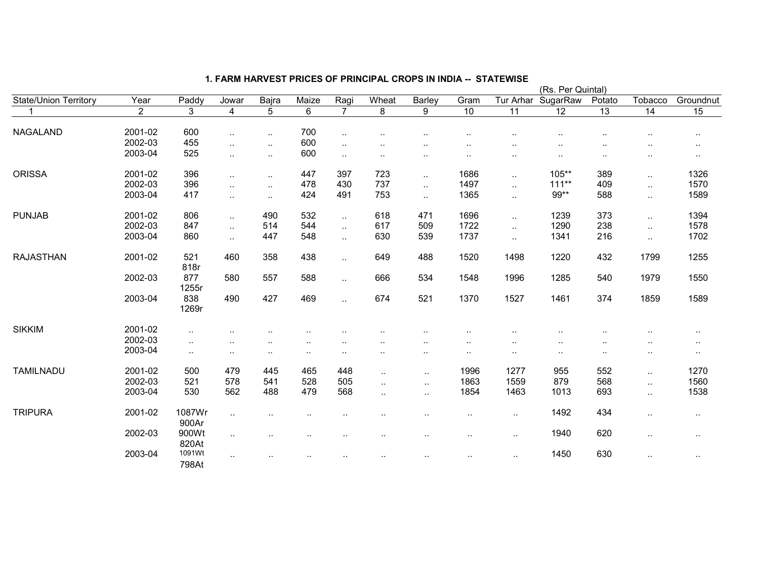# 1. FARM HARVEST PRICES OF PRINCIPAL CROPS IN INDIA -- STATEWISE

(Rs. Per Quintal)

| State/Union Territory | Year | Paddy | Jowar | Bajra | Maize | Ragi | Wheat | Barley | Gram | Tur Arhar | SugarRaw | Potato | Tobacco | Groundnut |
|---|---|---|---|---|---|---|---|---|---|---|---|---|---|---|
| 1 | 2 | 3 | 4 | 5 | 6 | 7 | 8 | 9 | 10 | 11 | 12 | 13 | 14 | 15 |
| NAGALAND | 2001-02 | 600 | .. | .. | 700 | .. | .. | .. | .. | .. | .. | .. | .. | .. |
| | 2002-03 | 455 | .. | .. | 600 | .. | .. | .. | .. | .. | .. | .. | .. | .. |
| | 2003-04 | 525 | .. | .. | 600 | .. | .. | .. | .. | .. | .. | .. | .. | .. |
| ORISSA | 2001-02 | 396 | .. | .. | 447 | 397 | 723 | .. | 1686 | .. | 105** | 389 | .. | 1326 |
| | 2002-03 | 396 | .. | .. | 478 | 430 | 737 | .. | 1497 | .. | 111** | 409 | .. | 1570 |
| | 2003-04 | 417 | .. | .. | 424 | 491 | 753 | .. | 1365 | .. | 99** | 588 | .. | 1589 |
| PUNJAB | 2001-02 | 806 | .. | 490 | 532 | .. | 618 | 471 | 1696 | .. | 1239 | 373 | .. | 1394 |
| | 2002-03 | 847 | .. | 514 | 544 | .. | 617 | 509 | 1722 | .. | 1290 | 238 | .. | 1578 |
| | 2003-04 | 860 | .. | 447 | 548 | .. | 630 | 539 | 1737 | .. | 1341 | 216 | .. | 1702 |
| RAJASTHAN | 2001-02 | 521<br>818r | 460 | 358 | 438 | .. | 649 | 488 | 1520 | 1498 | 1220 | 432 | 1799 | 1255 |
| | 2002-03 | 877<br>1255r | 580 | 557 | 588 | .. | 666 | 534 | 1548 | 1996 | 1285 | 540 | 1979 | 1550 |
| | 2003-04 | 838<br>1269r | 490 | 427 | 469 | .. | 674 | 521 | 1370 | 1527 | 1461 | 374 | 1859 | 1589 |
| SIKKIM | 2001-02 | .. | .. | .. | .. | .. | .. | .. | .. | .. | .. | .. | .. | .. |
| | 2002-03 | .. | .. | .. | .. | .. | .. | .. | .. | .. | .. | .. | .. | .. |
| | 2003-04 | .. | .. | .. | .. | .. | .. | .. | .. | .. | .. | .. | .. | .. |
| TAMILNADU | 2001-02 | 500 | 479 | 445 | 465 | 448 | .. | .. | 1996 | 1277 | 955 | 552 | .. | 1270 |
| | 2002-03 | 521 | 578 | 541 | 528 | 505 | .. | .. | 1863 | 1559 | 879 | 568 | .. | 1560 |
| | 2003-04 | 530 | 562 | 488 | 479 | 568 | .. | .. | 1854 | 1463 | 1013 | 693 | .. | 1538 |
| TRIPURA | 2001-02 | 1087Wr<br>900Ar | .. | .. | .. | .. | .. | .. | .. | .. | 1492 | 434 | .. | .. |
| | 2002-03 | 900Wt<br>820At | .. | .. | .. | .. | .. | .. | .. | .. | 1940 | 620 | .. | .. |
| | 2003-04 | 1091Wt<br>798At | .. | .. | .. | .. | .. | .. | .. | .. | 1450 | 630 | .. | .. |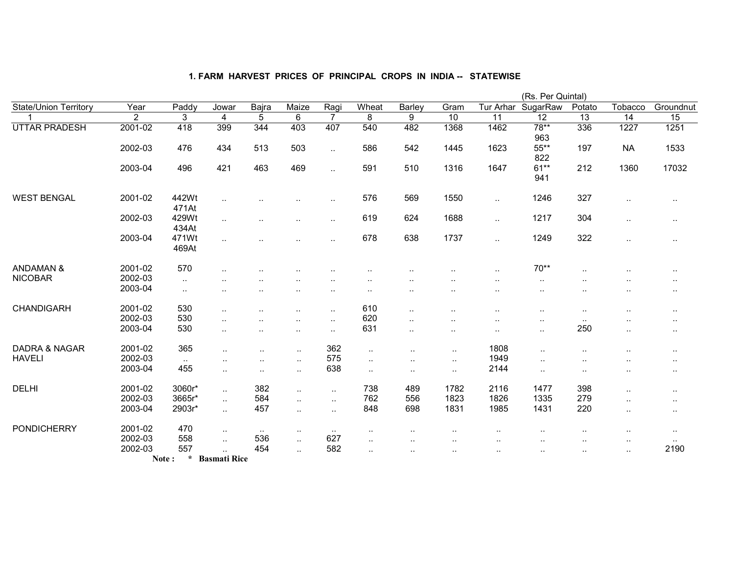## 1. FARM HARVEST PRICES OF PRINCIPAL CROPS IN INDIA -- STATEWISE

(Rs. Per Quintal)

| State/Union Territory | Year | Paddy | Jowar | Bajra | Maize | Ragi | Wheat | Barley | Gram | Tur Arhar | SugarRaw | Potato | Tobacco | Groundnut |
|---|---|---|---|---|---|---|---|---|---|---|---|---|---|---|
| 1 | 2 | 3 | 4 | 5 | 6 | 7 | 8 | 9 | 10 | 11 | 12 | 13 | 14 | 15 |
| UTTAR PRADESH | 2001-02 | 418 | 399 | 344 | 403 | 407 | 540 | 482 | 1368 | 1462 | 78** 963 | 336 | 1227 | 1251 |
| | 2002-03 | 476 | 434 | 513 | 503 | .. | 586 | 542 | 1445 | 1623 | 55** 822 | 197 | NA | 1533 |
| | 2003-04 | 496 | 421 | 463 | 469 | .. | 591 | 510 | 1316 | 1647 | 61** 941 | 212 | 1360 | 17032 |
| WEST BENGAL | 2001-02 | 442Wt 471At | .. | .. | .. | .. | 576 | 569 | 1550 | .. | 1246 | 327 | .. | .. |
| | 2002-03 | 429Wt 434At | .. | .. | .. | .. | 619 | 624 | 1688 | .. | 1217 | 304 | .. | .. |
| | 2003-04 | 471Wt 469At | .. | .. | .. | .. | 678 | 638 | 1737 | .. | 1249 | 322 | .. | .. |
| ANDAMAN & NICOBAR | 2001-02 | 570 | .. | .. | .. | .. | .. | .. | .. | .. | 70** | .. | .. | .. |
| | 2002-03 | .. | .. | .. | .. | .. | .. | .. | .. | .. | .. | .. | .. | .. |
| | 2003-04 | .. | .. | .. | .. | .. | .. | .. | .. | .. | .. | .. | .. | .. |
| CHANDIGARH | 2001-02 | 530 | .. | .. | .. | .. | 610 | .. | .. | .. | .. | .. | .. | .. |
| | 2002-03 | 530 | .. | .. | .. | .. | 620 | .. | .. | .. | .. | .. | .. | .. |
| | 2003-04 | 530 | .. | .. | .. | .. | 631 | .. | .. | .. | .. | 250 | .. | .. |
| DADRA & NAGAR HAVELI | 2001-02 | 365 | .. | .. | .. | 362 | .. | .. | .. | 1808 | .. | .. | .. | .. |
| | 2002-03 | .. | .. | .. | .. | 575 | .. | .. | .. | 1949 | .. | .. | .. | .. |
| | 2003-04 | 455 | .. | .. | .. | 638 | .. | .. | .. | 2144 | .. | .. | .. | .. |
| DELHI | 2001-02 | 3060r* | .. | 382 | .. | .. | 738 | 489 | 1782 | 2116 | 1477 | 398 | .. | .. |
| | 2002-03 | 3665r* | .. | 584 | .. | .. | 762 | 556 | 1823 | 1826 | 1335 | 279 | .. | .. |
| | 2003-04 | 2903r* | .. | 457 | .. | .. | 848 | 698 | 1831 | 1985 | 1431 | 220 | .. | .. |
| PONDICHERRY | 2001-02 | 470 | .. | .. | .. | .. | .. | .. | .. | .. | .. | .. | .. | .. |
| | 2002-03 | 558 | .. | 536 | .. | 627 | .. | .. | .. | .. | .. | .. | .. | .. |
| | 2002-03 | 557 | .. | 454 | .. | 582 | .. | .. | .. | .. | .. | .. | .. | 2190 |

**Note : * Basmati Rice**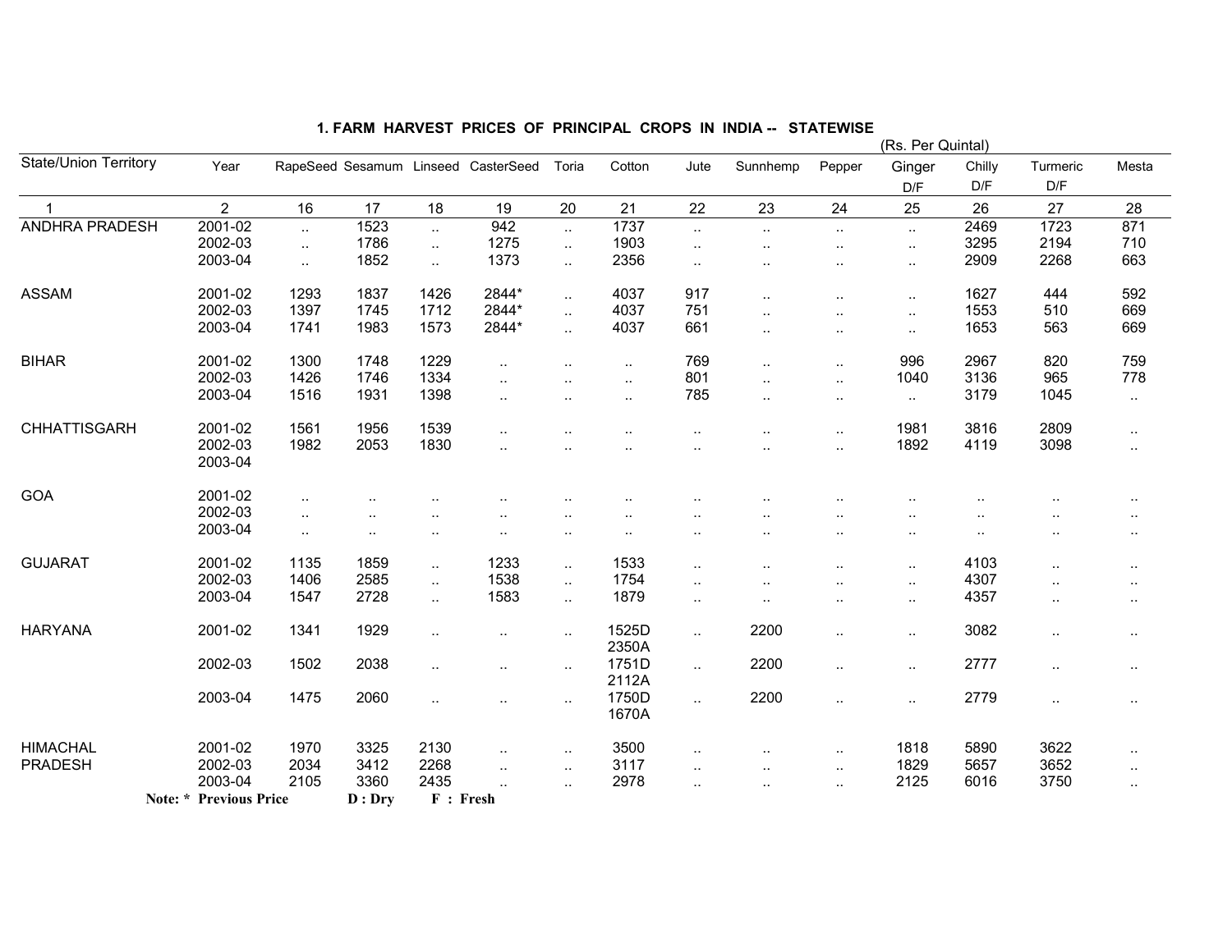# 1. FARM HARVEST PRICES OF PRINCIPAL CROPS IN INDIA -- STATEWISE

(Rs. Per Quintal)

| State/Union Territory | Year | RapeSeed | Sesamum | Linseed | CasterSeed | Toria | Cotton | Jute | Sunnhemp | Pepper | Ginger D/F | Chilly D/F | Turmeric D/F | Mesta |
|---|---|---|---|---|---|---|---|---|---|---|---|---|---|---|
| 1 | 2 | 16 | 17 | 18 | 19 | 20 | 21 | 22 | 23 | 24 | 25 | 26 | 27 | 28 |
| ANDHRA PRADESH | 2001-02 | .. | 1523 | .. | 942 | .. | 1737 | .. | .. | .. | .. | 2469 | 1723 | 871 |
| | 2002-03 | .. | 1786 | .. | 1275 | .. | 1903 | .. | .. | .. | .. | 3295 | 2194 | 710 |
| | 2003-04 | .. | 1852 | .. | 1373 | .. | 2356 | .. | .. | .. | .. | 2909 | 2268 | 663 |
| ASSAM | 2001-02 | 1293 | 1837 | 1426 | 2844* | .. | 4037 | 917 | .. | .. | .. | 1627 | 444 | 592 |
| | 2002-03 | 1397 | 1745 | 1712 | 2844* | .. | 4037 | 751 | .. | .. | .. | 1553 | 510 | 669 |
| | 2003-04 | 1741 | 1983 | 1573 | 2844* | .. | 4037 | 661 | .. | .. | .. | 1653 | 563 | 669 |
| BIHAR | 2001-02 | 1300 | 1748 | 1229 | .. | .. | .. | 769 | .. | .. | 996 | 2967 | 820 | 759 |
| | 2002-03 | 1426 | 1746 | 1334 | .. | .. | .. | 801 | .. | .. | 1040 | 3136 | 965 | 778 |
| | 2003-04 | 1516 | 1931 | 1398 | .. | .. | .. | 785 | .. | .. | .. | 3179 | 1045 | .. |
| CHHATTISGARH | 2001-02 | 1561 | 1956 | 1539 | .. | .. | .. | .. | .. | .. | 1981 | 3816 | 2809 | .. |
| | 2002-03 | 1982 | 2053 | 1830 | .. | .. | .. | .. | .. | .. | 1892 | 4119 | 3098 | .. |
| | 2003-04 | | | | | | | | | | | | | |
| GOA | 2001-02 | .. | .. | .. | .. | .. | .. | .. | .. | .. | .. | .. | .. | .. |
| | 2002-03 | .. | .. | .. | .. | .. | .. | .. | .. | .. | .. | .. | .. | .. |
| | 2003-04 | .. | .. | .. | .. | .. | .. | .. | .. | .. | .. | .. | .. | .. |
| GUJARAT | 2001-02 | 1135 | 1859 | .. | 1233 | .. | 1533 | .. | .. | .. | .. | 4103 | .. | .. |
| | 2002-03 | 1406 | 2585 | .. | 1538 | .. | 1754 | .. | .. | .. | .. | 4307 | .. | .. |
| | 2003-04 | 1547 | 2728 | .. | 1583 | .. | 1879 | .. | .. | .. | .. | 4357 | .. | .. |
| HARYANA | 2001-02 | 1341 | 1929 | .. | .. | .. | 1525D 2350A | .. | 2200 | .. | .. | 3082 | .. | .. |
| | 2002-03 | 1502 | 2038 | .. | .. | .. | 1751D 2112A | .. | 2200 | .. | .. | 2777 | .. | .. |
| | 2003-04 | 1475 | 2060 | .. | .. | .. | 1750D 1670A | .. | 2200 | .. | .. | 2779 | .. | .. |
| HIMACHAL PRADESH | 2001-02 | 1970 | 3325 | 2130 | .. | .. | 3500 | .. | .. | .. | 1818 | 5890 | 3622 | .. |
| | 2002-03 | 2034 | 3412 | 2268 | .. | .. | 3117 | .. | .. | .. | 1829 | 5657 | 3652 | .. |
| | 2003-04 | 2105 | 3360 | 2435 | .. | .. | 2978 | .. | .. | .. | 2125 | 6016 | 3750 | .. |

**Note: \* Previous Price D : Dry F : Fresh**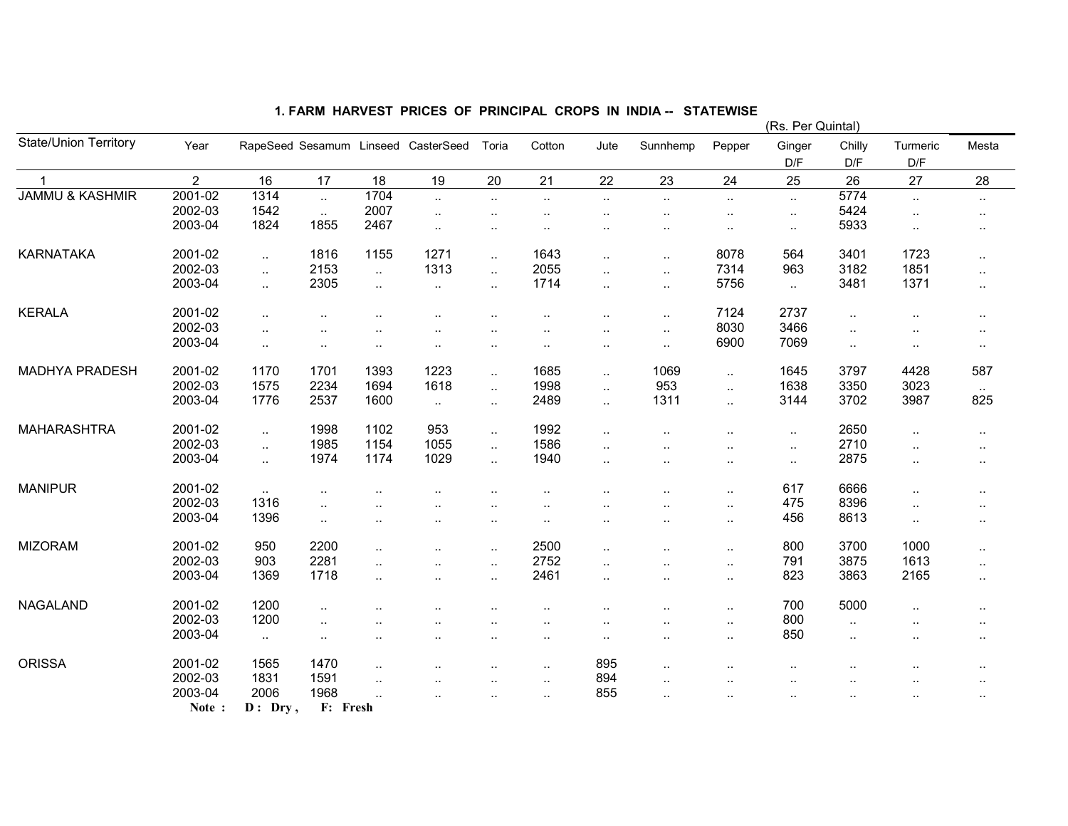## 1. FARM HARVEST PRICES OF PRINCIPAL CROPS IN INDIA -- STATEWISE

(Rs. Per Quintal)

| State/Union Territory | Year | RapeSeed | Sesamum | Linseed | CasterSeed | Toria | Cotton | Jute | Sunnhemp | Pepper | Ginger D/F | Chilly D/F | Turmeric D/F | Mesta |
|---|---|---|---|---|---|---|---|---|---|---|---|---|---|---|
| 1 | 2 | 16 | 17 | 18 | 19 | 20 | 21 | 22 | 23 | 24 | 25 | 26 | 27 | 28 |
| JAMMU & KASHMIR | 2001-02 | 1314 | .. | 1704 | .. | .. | .. | .. | .. | .. | .. | 5774 | .. | .. |
| | 2002-03 | 1542 | .. | 2007 | .. | .. | .. | .. | .. | .. | .. | 5424 | .. | .. |
| | 2003-04 | 1824 | 1855 | 2467 | .. | .. | .. | .. | .. | .. | .. | 5933 | .. | .. |
| KARNATAKA | 2001-02 | .. | 1816 | 1155 | 1271 | .. | 1643 | .. | .. | 8078 | 564 | 3401 | 1723 | .. |
| | 2002-03 | .. | 2153 | .. | 1313 | .. | 2055 | .. | .. | 7314 | 963 | 3182 | 1851 | .. |
| | 2003-04 | .. | 2305 | .. | .. | .. | 1714 | .. | .. | 5756 | .. | 3481 | 1371 | .. |
| KERALA | 2001-02 | .. | .. | .. | .. | .. | .. | .. | .. | 7124 | 2737 | .. | .. | .. |
| | 2002-03 | .. | .. | .. | .. | .. | .. | .. | .. | 8030 | 3466 | .. | .. | .. |
| | 2003-04 | .. | .. | .. | .. | .. | .. | .. | .. | 6900 | 7069 | .. | .. | .. |
| MADHYA PRADESH | 2001-02 | 1170 | 1701 | 1393 | 1223 | .. | 1685 | .. | 1069 | .. | 1645 | 3797 | 4428 | 587 |
| | 2002-03 | 1575 | 2234 | 1694 | 1618 | .. | 1998 | .. | 953 | .. | 1638 | 3350 | 3023 | .. |
| | 2003-04 | 1776 | 2537 | 1600 | .. | .. | 2489 | .. | 1311 | .. | 3144 | 3702 | 3987 | 825 |
| MAHARASHTRA | 2001-02 | .. | 1998 | 1102 | 953 | .. | 1992 | .. | .. | .. | .. | 2650 | .. | .. |
| | 2002-03 | .. | 1985 | 1154 | 1055 | .. | 1586 | .. | .. | .. | .. | 2710 | .. | .. |
| | 2003-04 | .. | 1974 | 1174 | 1029 | .. | 1940 | .. | .. | .. | .. | 2875 | .. | .. |
| MANIPUR | 2001-02 | .. | .. | .. | .. | .. | .. | .. | .. | .. | 617 | 6666 | .. | .. |
| | 2002-03 | 1316 | .. | .. | .. | .. | .. | .. | .. | .. | 475 | 8396 | .. | .. |
| | 2003-04 | 1396 | .. | .. | .. | .. | .. | .. | .. | .. | 456 | 8613 | .. | .. |
| MIZORAM | 2001-02 | 950 | 2200 | .. | .. | .. | 2500 | .. | .. | .. | 800 | 3700 | 1000 | .. |
| | 2002-03 | 903 | 2281 | .. | .. | .. | 2752 | .. | .. | .. | 791 | 3875 | 1613 | .. |
| | 2003-04 | 1369 | 1718 | .. | .. | .. | 2461 | .. | .. | .. | 823 | 3863 | 2165 | .. |
| NAGALAND | 2001-02 | 1200 | .. | .. | .. | .. | .. | .. | .. | .. | 700 | 5000 | .. | .. |
| | 2002-03 | 1200 | .. | .. | .. | .. | .. | .. | .. | .. | 800 | .. | .. | .. |
| | 2003-04 | .. | .. | .. | .. | .. | .. | .. | .. | .. | 850 | .. | .. | .. |
| ORISSA | 2001-02 | 1565 | 1470 | .. | .. | .. | .. | 895 | .. | .. | .. | .. | .. | .. |
| | 2002-03 | 1831 | 1591 | .. | .. | .. | .. | 894 | .. | .. | .. | .. | .. | .. |
| | 2003-04 | 2006 | 1968 | .. | .. | .. | .. | 855 | .. | .. | .. | .. | .. | .. |

**Note : D : Dry , F: Fresh**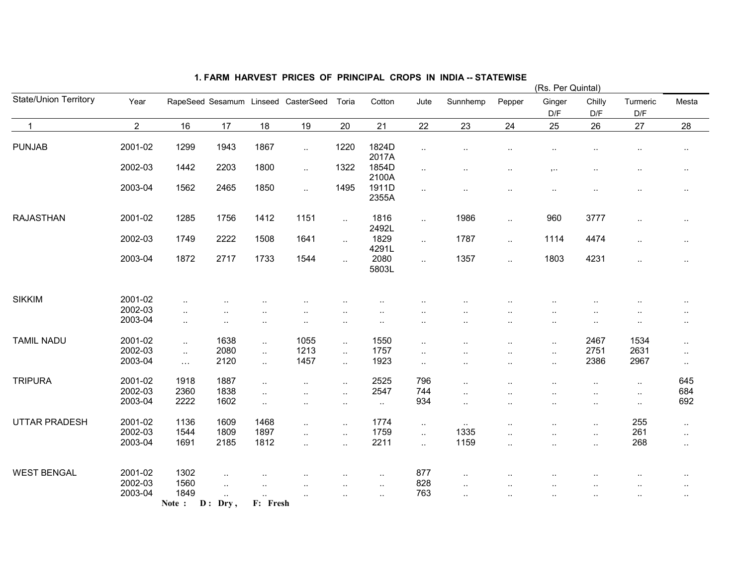# 1. FARM HARVEST PRICES OF PRINCIPAL CROPS IN INDIA -- STATEWISE

(Rs. Per Quintal)

| State/Union Territory | Year | RapeSeed | Sesamum | Linseed | CasterSeed | Toria | Cotton | Jute | Sunnhemp | Pepper | Ginger D/F | Chilly D/F | Turmeric D/F | Mesta |
|---|---|---|---|---|---|---|---|---|---|---|---|---|---|---|
| 1 | 2 | 16 | 17 | 18 | 19 | 20 | 21 | 22 | 23 | 24 | 25 | 26 | 27 | 28 |
| PUNJAB | 2001-02 | 1299 | 1943 | 1867 | .. | 1220 | 1824D 2017A | .. | .. | .. | .. | .. | .. | .. |
| | 2002-03 | 1442 | 2203 | 1800 | .. | 1322 | 1854D 2100A | .. | .. | .. | ,.. | .. | .. | .. |
| | 2003-04 | 1562 | 2465 | 1850 | .. | 1495 | 1911D 2355A | .. | .. | .. | .. | .. | .. | .. |
| RAJASTHAN | 2001-02 | 1285 | 1756 | 1412 | 1151 | .. | 1816 2492L | .. | 1986 | .. | 960 | 3777 | .. | .. |
| | 2002-03 | 1749 | 2222 | 1508 | 1641 | .. | 1829 4291L | .. | 1787 | .. | 1114 | 4474 | .. | .. |
| | 2003-04 | 1872 | 2717 | 1733 | 1544 | .. | 2080 5803L | .. | 1357 | .. | 1803 | 4231 | .. | .. |
| SIKKIM | 2001-02 | .. | .. | .. | .. | .. | .. | .. | .. | .. | .. | .. | .. | .. |
| | 2002-03 | .. | .. | .. | .. | .. | .. | .. | .. | .. | .. | .. | .. | .. |
| | 2003-04 | .. | .. | .. | .. | .. | .. | .. | .. | .. | .. | .. | .. | .. |
| TAMIL NADU | 2001-02 | .. | 1638 | .. | 1055 | .. | 1550 | .. | .. | .. | .. | 2467 | 1534 | .. |
| | 2002-03 | .. | 2080 | .. | 1213 | .. | 1757 | .. | .. | .. | .. | 2751 | 2631 | .. |
| | 2003-04 | ... | 2120 | .. | 1457 | .. | 1923 | .. | .. | .. | .. | 2386 | 2967 | .. |
| TRIPURA | 2001-02 | 1918 | 1887 | .. | .. | .. | 2525 | 796 | .. | .. | .. | .. | .. | 645 |
| | 2002-03 | 2360 | 1838 | .. | .. | .. | 2547 | 744 | .. | .. | .. | .. | .. | 684 |
| | 2003-04 | 2222 | 1602 | .. | .. | .. | .. | 934 | .. | .. | .. | .. | .. | 692 |
| UTTAR PRADESH | 2001-02 | 1136 | 1609 | 1468 | .. | .. | 1774 | .. | .. | .. | .. | .. | 255 | .. |
| | 2002-03 | 1544 | 1809 | 1897 | .. | .. | 1759 | .. | 1335 | .. | .. | .. | 261 | .. |
| | 2003-04 | 1691 | 2185 | 1812 | .. | .. | 2211 | .. | 1159 | .. | .. | .. | 268 | .. |
| WEST BENGAL | 2001-02 | 1302 | .. | .. | .. | .. | .. | 877 | .. | .. | .. | .. | .. | .. |
| | 2002-03 | 1560 | .. | .. | .. | .. | .. | 828 | .. | .. | .. | .. | .. | .. |
| | 2003-04 | 1849 | .. | .. | .. | .. | .. | 763 | .. | .. | .. | .. | .. | .. |

**Note : D : Dry , F: Fresh**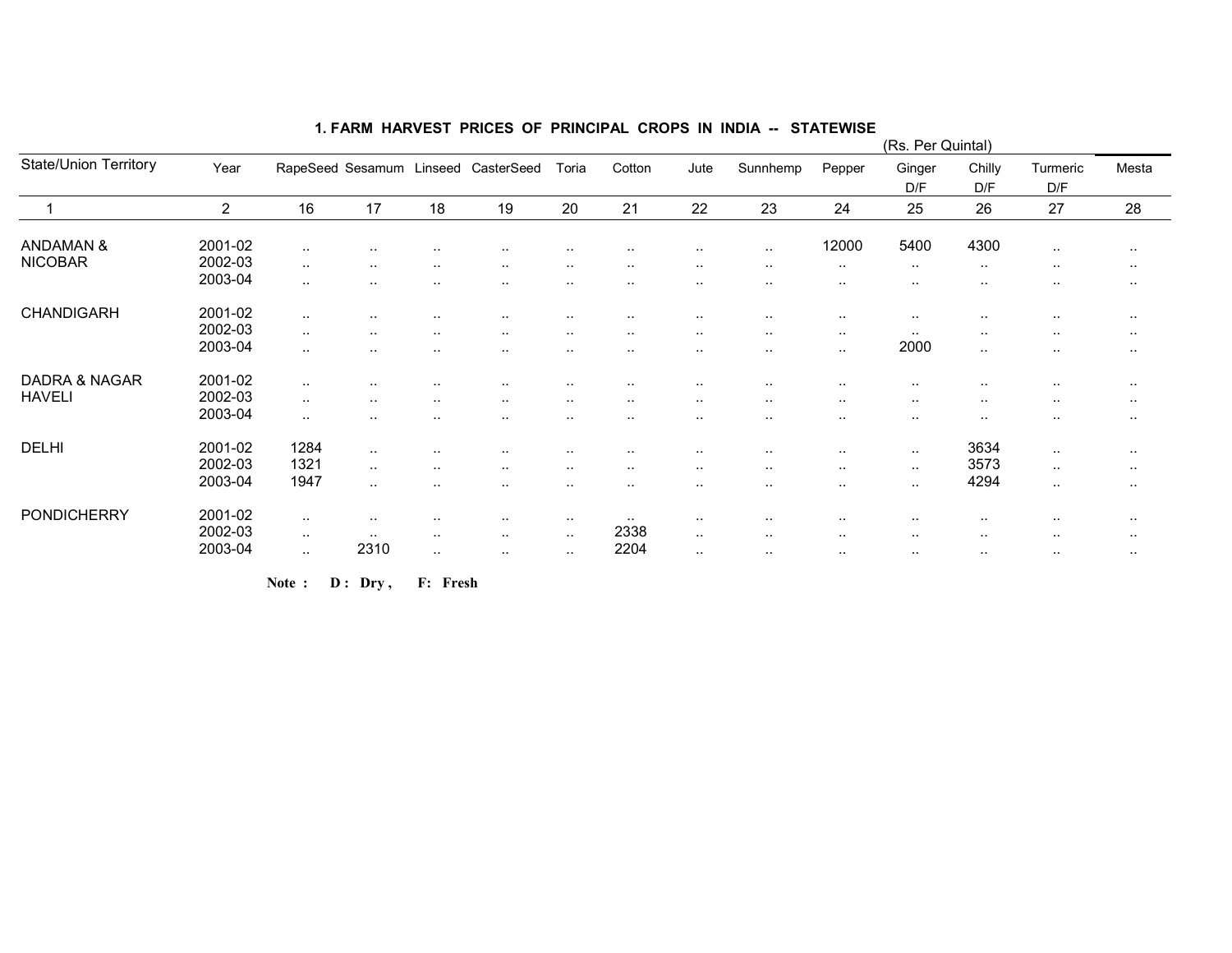## 1. FARM HARVEST PRICES OF PRINCIPAL CROPS IN INDIA -- STATEWISE

(Rs. Per Quintal)

| State/Union Territory | Year | RapeSeed | Sesamum | Linseed | CasterSeed | Toria | Cotton | Jute | Sunnhemp | Pepper | Ginger D/F | Chilly D/F | Turmeric D/F | Mesta |
|---|---|---|---|---|---|---|---|---|---|---|---|---|---|---|
| 1 | 2 | 16 | 17 | 18 | 19 | 20 | 21 | 22 | 23 | 24 | 25 | 26 | 27 | 28 |
| ANDAMAN & NICOBAR | 2001-02 | .. | .. | .. | .. | .. | .. | .. | .. | 12000 | 5400 | 4300 | .. | .. |
| | 2002-03 | .. | .. | .. | .. | .. | .. | .. | .. | .. | .. | .. | .. | .. |
| | 2003-04 | .. | .. | .. | .. | .. | .. | .. | .. | .. | .. | .. | .. | .. |
| CHANDIGARH | 2001-02 | .. | .. | .. | .. | .. | .. | .. | .. | .. | .. | .. | .. | .. |
| | 2002-03 | .. | .. | .. | .. | .. | .. | .. | .. | .. | .. | .. | .. | .. |
| | 2003-04 | .. | .. | .. | .. | .. | .. | .. | .. | .. | 2000 | .. | .. | .. |
| DADRA & NAGAR HAVELI | 2001-02 | .. | .. | .. | .. | .. | .. | .. | .. | .. | .. | .. | .. | .. |
| | 2002-03 | .. | .. | .. | .. | .. | .. | .. | .. | .. | .. | .. | .. | .. |
| | 2003-04 | .. | .. | .. | .. | .. | .. | .. | .. | .. | .. | .. | .. | .. |
| DELHI | 2001-02 | 1284 | .. | .. | .. | .. | .. | .. | .. | .. | .. | 3634 | .. | .. |
| | 2002-03 | 1321 | .. | .. | .. | .. | .. | .. | .. | .. | .. | 3573 | .. | .. |
| | 2003-04 | 1947 | .. | .. | .. | .. | .. | .. | .. | .. | .. | 4294 | .. | .. |
| PONDICHERRY | 2001-02 | .. | .. | .. | .. | .. | .. | .. | .. | .. | .. | .. | .. | .. |
| | 2002-03 | .. | .. | .. | .. | .. | 2338 | .. | .. | .. | .. | .. | .. | .. |
| | 2003-04 | .. | 2310 | .. | .. | .. | 2204 | .. | .. | .. | .. | .. | .. | .. |

**Note : D : Dry , F: Fresh**